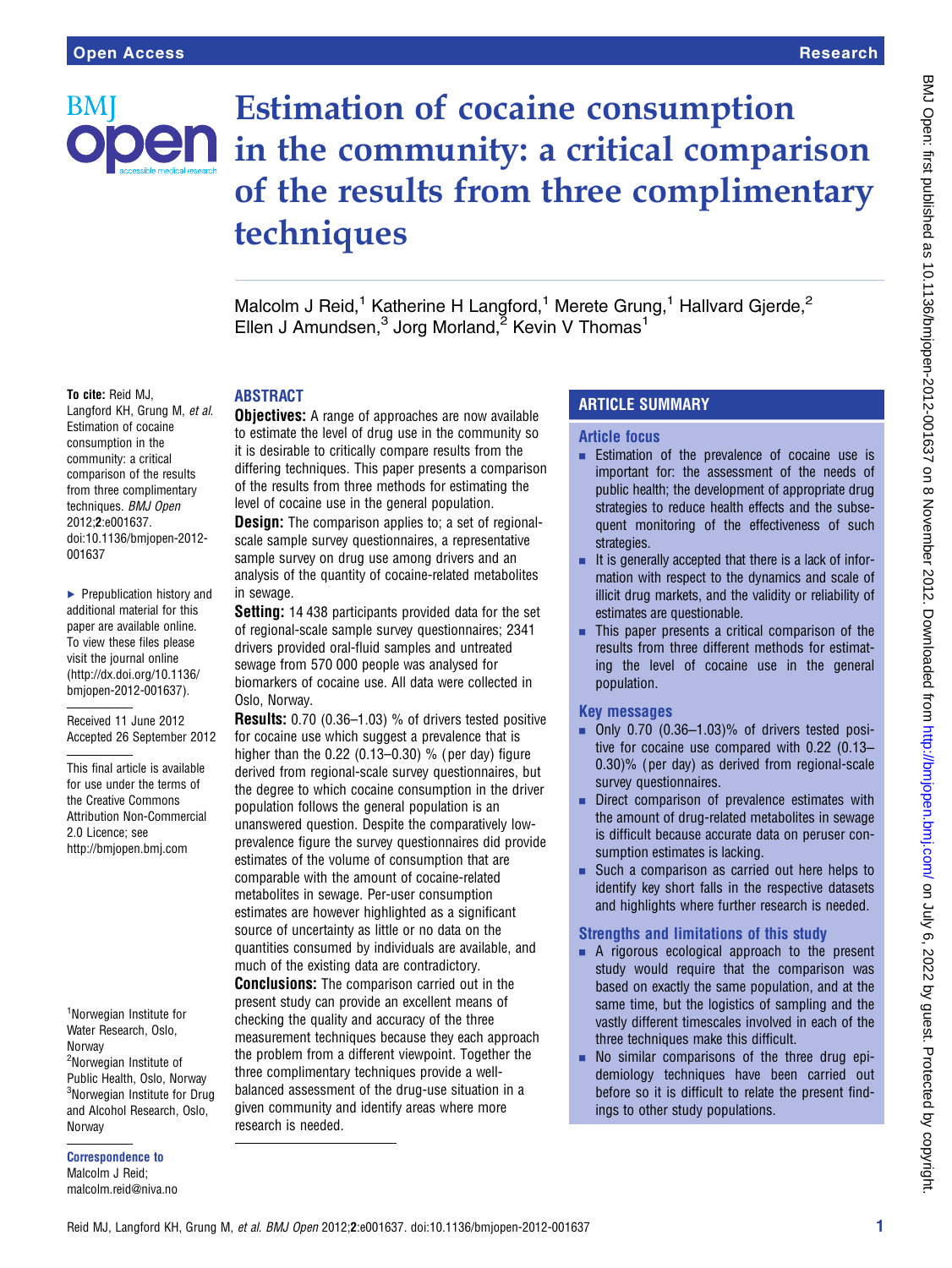# Estimation of cocaine consumption in the community: a critical comparison of the results from three complimentary techniques

Malcolm J Reid,[1] Katherine H Langford,[1] Merete Grung,[1] Hallvard Gjerde,[2] Ellen J Amundsen,[3] Jorg Morland,[2] Kevin V Thomas[1]

**To cite:** Reid MJ, Langford KH, Grung M, *et al.* Estimation of cocaine consumption in the community: a critical comparison of the results from three complimentary techniques. *BMJ Open* 2012;**2**:e001637. doi:10.1136/bmjopen-2012-001637

▸ Prepublication history and additional material for this paper are available online. To view these files please visit the journal online (http://dx.doi.org/10.1136/bmjopen-2012-001637).

Received 11 June 2012
Accepted 26 September 2012

This final article is available for use under the terms of the Creative Commons Attribution Non-Commercial 2.0 Licence; see http://bmjopen.bmj.com

[1]Norwegian Institute for Water Research, Oslo, Norway
[2]Norwegian Institute of Public Health, Oslo, Norway
[3]Norwegian Institute for Drug and Alcohol Research, Oslo, Norway

**Correspondence to**
Malcolm J Reid;
malcolm.reid@niva.no

## ABSTRACT

**Objectives:** A range of approaches are now available to estimate the level of drug use in the community so it is desirable to critically compare results from the differing techniques. This paper presents a comparison of the results from three methods for estimating the level of cocaine use in the general population.

**Design:** The comparison applies to; a set of regional-scale sample survey questionnaires, a representative sample survey on drug use among drivers and an analysis of the quantity of cocaine-related metabolites in sewage.

**Setting:** 14 438 participants provided data for the set of regional-scale sample survey questionnaires; 2341 drivers provided oral-fluid samples and untreated sewage from 570 000 people was analysed for biomarkers of cocaine use. All data were collected in Oslo, Norway.

**Results:** 0.70 (0.36–1.03) % of drivers tested positive for cocaine use which suggest a prevalence that is higher than the 0.22 (0.13–0.30) % (per day) figure derived from regional-scale survey questionnaires, but the degree to which cocaine consumption in the driver population follows the general population is an unanswered question. Despite the comparatively low-prevalence figure the survey questionnaires did provide estimates of the volume of consumption that are comparable with the amount of cocaine-related metabolites in sewage. Per-user consumption estimates are however highlighted as a significant source of uncertainty as little or no data on the quantities consumed by individuals are available, and much of the existing data are contradictory.

**Conclusions:** The comparison carried out in the present study can provide an excellent means of checking the quality and accuracy of the three measurement techniques because they each approach the problem from a different viewpoint. Together the three complimentary techniques provide a well-balanced assessment of the drug-use situation in a given community and identify areas where more research is needed.

## ARTICLE SUMMARY

### Article focus

- Estimation of the prevalence of cocaine use is important for: the assessment of the needs of public health; the development of appropriate drug strategies to reduce health effects and the subsequent monitoring of the effectiveness of such strategies.
- It is generally accepted that there is a lack of information with respect to the dynamics and scale of illicit drug markets, and the validity or reliability of estimates are questionable.
- This paper presents a critical comparison of the results from three different methods for estimating the level of cocaine use in the general population.

### Key messages

- Only 0.70 (0.36–1.03)% of drivers tested positive for cocaine use compared with 0.22 (0.13–0.30)% (per day) as derived from regional-scale survey questionnaires.
- Direct comparison of prevalence estimates with the amount of drug-related metabolites in sewage is difficult because accurate data on peruser consumption estimates is lacking.
- Such a comparison as carried out here helps to identify key short falls in the respective datasets and highlights where further research is needed.

### Strengths and limitations of this study

- A rigorous ecological approach to the present study would require that the comparison was based on exactly the same population, and at the same time, but the logistics of sampling and the vastly different timescales involved in each of the three techniques make this difficult.
- No similar comparisons of the three drug epidemiology techniques have been carried out before so it is difficult to relate the present findings to other study populations.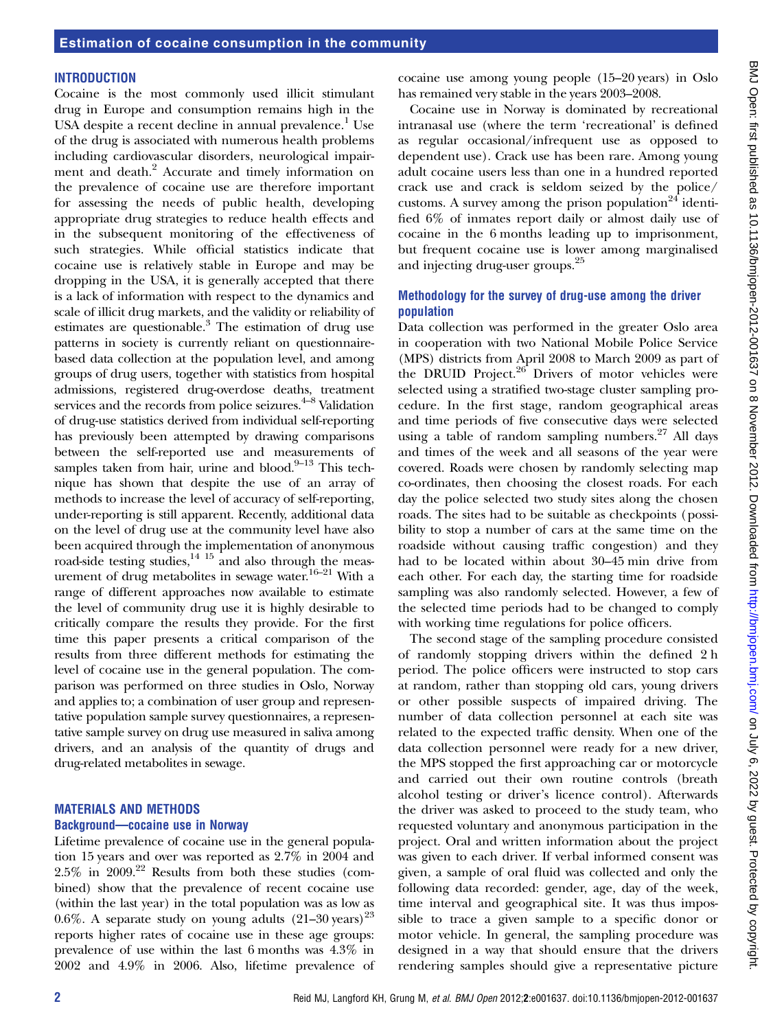## INTRODUCTION

Cocaine is the most commonly used illicit stimulant drug in Europe and consumption remains high in the USA despite a recent decline in annual prevalence.[1] Use of the drug is associated with numerous health problems including cardiovascular disorders, neurological impairment and death.[2] Accurate and timely information on the prevalence of cocaine use are therefore important for assessing the needs of public health, developing appropriate drug strategies to reduce health effects and in the subsequent monitoring of the effectiveness of such strategies. While official statistics indicate that cocaine use is relatively stable in Europe and may be dropping in the USA, it is generally accepted that there is a lack of information with respect to the dynamics and scale of illicit drug markets, and the validity or reliability of estimates are questionable.[3] The estimation of drug use patterns in society is currently reliant on questionnaire-based data collection at the population level, and among groups of drug users, together with statistics from hospital admissions, registered drug-overdose deaths, treatment services and the records from police seizures.[4–8] Validation of drug-use statistics derived from individual self-reporting has previously been attempted by drawing comparisons between the self-reported use and measurements of samples taken from hair, urine and blood.[9–13] This technique has shown that despite the use of an array of methods to increase the level of accuracy of self-reporting, under-reporting is still apparent. Recently, additional data on the level of drug use at the community level have also been acquired through the implementation of anonymous road-side testing studies,[14 15] and also through the measurement of drug metabolites in sewage water.[16–21] With a range of different approaches now available to estimate the level of community drug use it is highly desirable to critically compare the results they provide. For the first time this paper presents a critical comparison of the results from three different methods for estimating the level of cocaine use in the general population. The comparison was performed on three studies in Oslo, Norway and applies to; a combination of user group and representative population sample survey questionnaires, a representative sample survey on drug use measured in saliva among drivers, and an analysis of the quantity of drugs and drug-related metabolites in sewage.

## MATERIALS AND METHODS

### Background—cocaine use in Norway

Lifetime prevalence of cocaine use in the general population 15 years and over was reported as 2.7% in 2004 and 2.5% in 2009.[22] Results from both these studies (combined) show that the prevalence of recent cocaine use (within the last year) in the total population was as low as 0.6%. A separate study on young adults (21–30 years)[23] reports higher rates of cocaine use in these age groups: prevalence of use within the last 6 months was 4.3% in 2002 and 4.9% in 2006. Also, lifetime prevalence of cocaine use among young people (15–20 years) in Oslo has remained very stable in the years 2003–2008.

Cocaine use in Norway is dominated by recreational intranasal use (where the term 'recreational' is defined as regular occasional/infrequent use as opposed to dependent use). Crack use has been rare. Among young adult cocaine users less than one in a hundred reported crack use and crack is seldom seized by the police/customs. A survey among the prison population[24] identified 6% of inmates report daily or almost daily use of cocaine in the 6 months leading up to imprisonment, but frequent cocaine use is lower among marginalised and injecting drug-user groups.[25]

### Methodology for the survey of drug-use among the driver population

Data collection was performed in the greater Oslo area in cooperation with two National Mobile Police Service (MPS) districts from April 2008 to March 2009 as part of the DRUID Project.[26] Drivers of motor vehicles were selected using a stratified two-stage cluster sampling procedure. In the first stage, random geographical areas and time periods of five consecutive days were selected using a table of random sampling numbers.[27] All days and times of the week and all seasons of the year were covered. Roads were chosen by randomly selecting map co-ordinates, then choosing the closest roads. For each day the police selected two study sites along the chosen roads. The sites had to be suitable as checkpoints (possibility to stop a number of cars at the same time on the roadside without causing traffic congestion) and they had to be located within about 30–45 min drive from each other. For each day, the starting time for roadside sampling was also randomly selected. However, a few of the selected time periods had to be changed to comply with working time regulations for police officers.

The second stage of the sampling procedure consisted of randomly stopping drivers within the defined 2 h period. The police officers were instructed to stop cars at random, rather than stopping old cars, young drivers or other possible suspects of impaired driving. The number of data collection personnel at each site was related to the expected traffic density. When one of the data collection personnel were ready for a new driver, the MPS stopped the first approaching car or motorcycle and carried out their own routine controls (breath alcohol testing or driver's licence control). Afterwards the driver was asked to proceed to the study team, who requested voluntary and anonymous participation in the project. Oral and written information about the project was given to each driver. If verbal informed consent was given, a sample of oral fluid was collected and only the following data recorded: gender, age, day of the week, time interval and geographical site. It was thus impossible to trace a given sample to a specific donor or motor vehicle. In general, the sampling procedure was designed in a way that should ensure that the drivers rendering samples should give a representative picture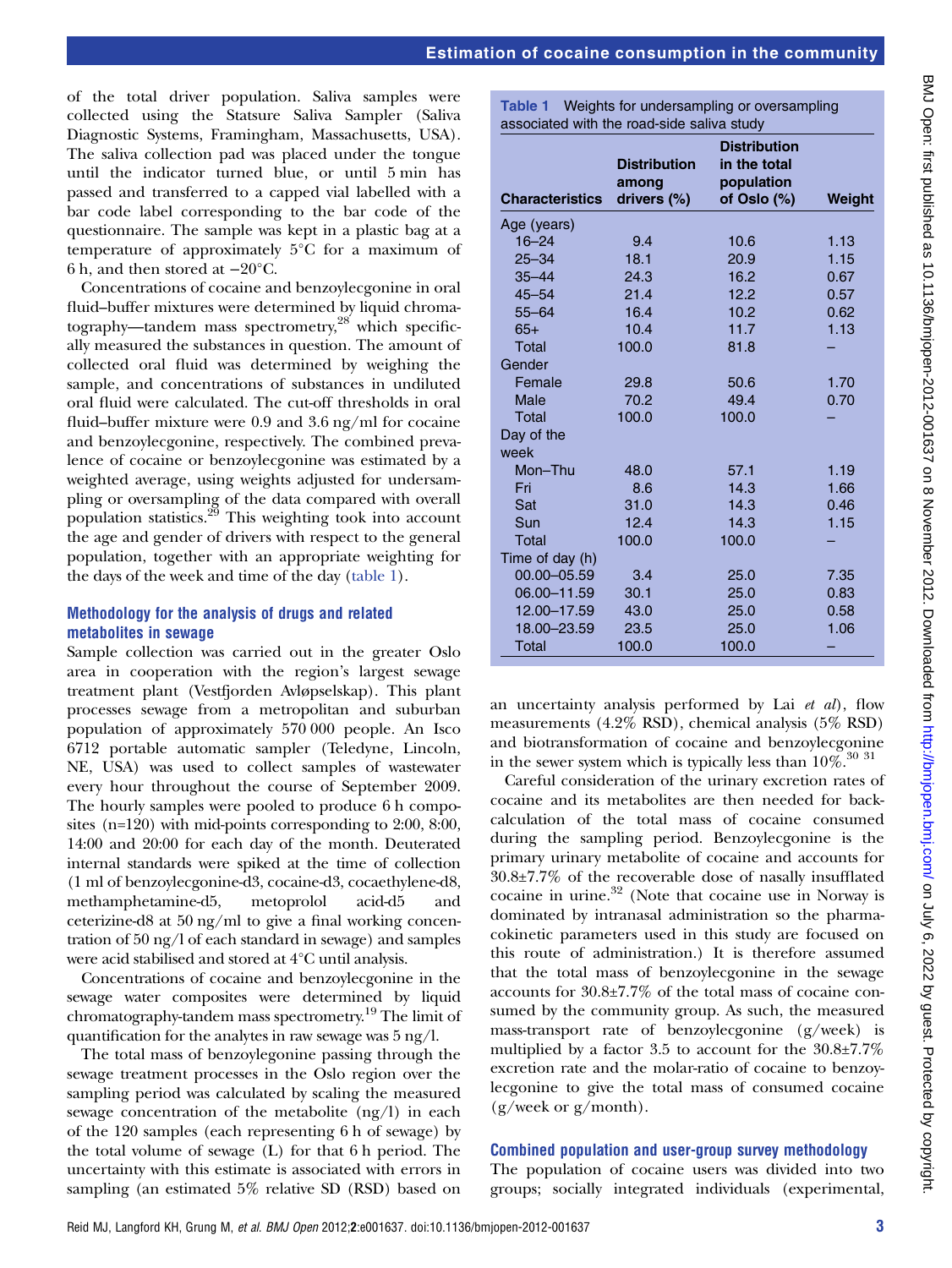of the total driver population. Saliva samples were collected using the Statsure Saliva Sampler (Saliva Diagnostic Systems, Framingham, Massachusetts, USA). The saliva collection pad was placed under the tongue until the indicator turned blue, or until 5 min has passed and transferred to a capped vial labelled with a bar code label corresponding to the bar code of the questionnaire. The sample was kept in a plastic bag at a temperature of approximately 5°C for a maximum of 6 h, and then stored at −20°C.

Concentrations of cocaine and benzoylecgonine in oral fluid–buffer mixtures were determined by liquid chromatography—tandem mass spectrometry,[28] which specifically measured the substances in question. The amount of collected oral fluid was determined by weighing the sample, and concentrations of substances in undiluted oral fluid were calculated. The cut-off thresholds in oral fluid–buffer mixture were 0.9 and 3.6 ng/ml for cocaine and benzoylecgonine, respectively. The combined prevalence of cocaine or benzoylecgonine was estimated by a weighted average, using weights adjusted for undersampling or oversampling of the data compared with overall population statistics.[29] This weighting took into account the age and gender of drivers with respect to the general population, together with an appropriate weighting for the days of the week and time of the day (table 1).

**Table 1** Weights for undersampling or oversampling associated with the road-side saliva study

| Characteristics | Distribution among drivers (%) | Distribution in the total population of Oslo (%) | Weight |
|---|---|---|---|
| Age (years) | | | |
| 16–24 | 9.4 | 10.6 | 1.13 |
| 25–34 | 18.1 | 20.9 | 1.15 |
| 35–44 | 24.3 | 16.2 | 0.67 |
| 45–54 | 21.4 | 12.2 | 0.57 |
| 55–64 | 16.4 | 10.2 | 0.62 |
| 65+ | 10.4 | 11.7 | 1.13 |
| Total | 100.0 | 81.8 | – |
| Gender | | | |
| Female | 29.8 | 50.6 | 1.70 |
| Male | 70.2 | 49.4 | 0.70 |
| Total | 100.0 | 100.0 | – |
| Day of the week | | | |
| Mon–Thu | 48.0 | 57.1 | 1.19 |
| Fri | 8.6 | 14.3 | 1.66 |
| Sat | 31.0 | 14.3 | 0.46 |
| Sun | 12.4 | 14.3 | 1.15 |
| Total | 100.0 | 100.0 | – |
| Time of day (h) | | | |
| 00.00–05.59 | 3.4 | 25.0 | 7.35 |
| 06.00–11.59 | 30.1 | 25.0 | 0.83 |
| 12.00–17.59 | 43.0 | 25.0 | 0.58 |
| 18.00–23.59 | 23.5 | 25.0 | 1.06 |
| Total | 100.0 | 100.0 | – |

## Methodology for the analysis of drugs and related metabolites in sewage

Sample collection was carried out in the greater Oslo area in cooperation with the region's largest sewage treatment plant (Vestfjorden Avløpselskap). This plant processes sewage from a metropolitan and suburban population of approximately 570 000 people. An Isco 6712 portable automatic sampler (Teledyne, Lincoln, NE, USA) was used to collect samples of wastewater every hour throughout the course of September 2009. The hourly samples were pooled to produce 6 h composites (n=120) with mid-points corresponding to 2:00, 8:00, 14:00 and 20:00 for each day of the month. Deuterated internal standards were spiked at the time of collection (1 ml of benzoylecgonine-d3, cocaine-d3, cocaethylene-d8, methamphetamine-d5, metoprolol acid-d5 and ceterizine-d8 at 50 ng/ml to give a final working concentration of 50 ng/l of each standard in sewage) and samples were acid stabilised and stored at 4°C until analysis.

Concentrations of cocaine and benzoylecgonine in the sewage water composites were determined by liquid chromatography-tandem mass spectrometry.[19] The limit of quantification for the analytes in raw sewage was 5 ng/l.

The total mass of benzoylegonine passing through the sewage treatment processes in the Oslo region over the sampling period was calculated by scaling the measured sewage concentration of the metabolite (ng/l) in each of the 120 samples (each representing 6 h of sewage) by the total volume of sewage (L) for that 6 h period. The uncertainty with this estimate is associated with errors in sampling (an estimated 5% relative SD (RSD) based on an uncertainty analysis performed by Lai *et al*), flow measurements (4.2% RSD), chemical analysis (5% RSD) and biotransformation of cocaine and benzoylecgonine in the sewer system which is typically less than 10%.[30 31]

Careful consideration of the urinary excretion rates of cocaine and its metabolites are then needed for back-calculation of the total mass of cocaine consumed during the sampling period. Benzoylecgonine is the primary urinary metabolite of cocaine and accounts for 30.8±7.7% of the recoverable dose of nasally insufflated cocaine in urine.[32] (Note that cocaine use in Norway is dominated by intranasal administration so the pharmacokinetic parameters used in this study are focused on this route of administration.) It is therefore assumed that the total mass of benzoylecgonine in the sewage accounts for 30.8±7.7% of the total mass of cocaine consumed by the community group. As such, the measured mass-transport rate of benzoylecgonine (g/week) is multiplied by a factor 3.5 to account for the 30.8±7.7% excretion rate and the molar-ratio of cocaine to benzoylecgonine to give the total mass of consumed cocaine (g/week or g/month).

## Combined population and user-group survey methodology

The population of cocaine users was divided into two groups; socially integrated individuals (experimental,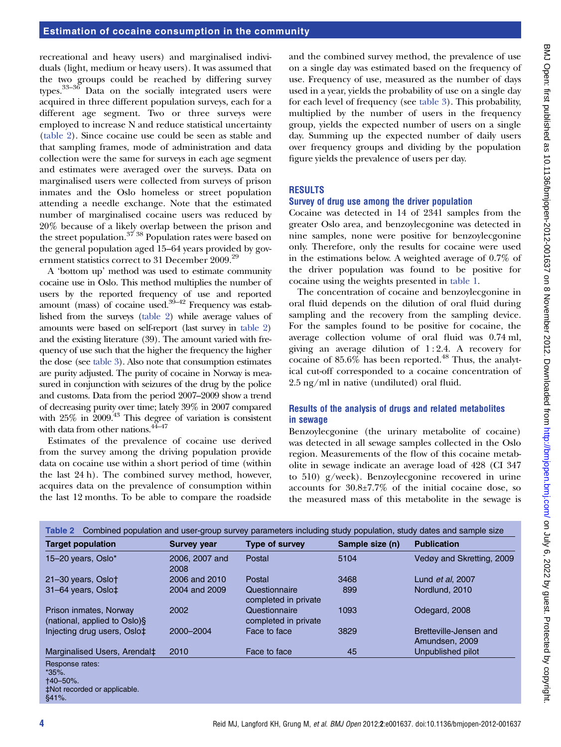recreational and heavy users) and marginalised individuals (light, medium or heavy users). It was assumed that the two groups could be reached by differing survey types.[33–36] Data on the socially integrated users were acquired in three different population surveys, each for a different age segment. Two or three surveys were employed to increase N and reduce statistical uncertainty (table 2). Since cocaine use could be seen as stable and that sampling frames, mode of administration and data collection were the same for surveys in each age segment and estimates were averaged over the surveys. Data on marginalised users were collected from surveys of prison inmates and the Oslo homeless or street population attending a needle exchange. Note that the estimated number of marginalised cocaine users was reduced by 20% because of a likely overlap between the prison and the street population.[37 38] Population rates were based on the general population aged 15–64 years provided by government statistics correct to 31 December 2009.[29]

A 'bottom up' method was used to estimate community cocaine use in Oslo. This method multiplies the number of users by the reported frequency of use and reported amount (mass) of cocaine used.[39–42] Frequency was established from the surveys (table 2) while average values of amounts were based on self-report (last survey in table 2) and the existing literature (39). The amount varied with frequency of use such that the higher the frequency the higher the dose (see table 3). Also note that consumption estimates are purity adjusted. The purity of cocaine in Norway is measured in conjunction with seizures of the drug by the police and customs. Data from the period 2007–2009 show a trend of decreasing purity over time; lately 39% in 2007 compared with 25% in 2009.[43] This degree of variation is consistent with data from other nations.[44–47]

Estimates of the prevalence of cocaine use derived from the survey among the driving population provide data on cocaine use within a short period of time (within the last 24 h). The combined survey method, however, acquires data on the prevalence of consumption within the last 12 months. To be able to compare the roadside and the combined survey method, the prevalence of use on a single day was estimated based on the frequency of use. Frequency of use, measured as the number of days used in a year, yields the probability of use on a single day for each level of frequency (see table 3). This probability, multiplied by the number of users in the frequency group, yields the expected number of users on a single day. Summing up the expected number of daily users over frequency groups and dividing by the population figure yields the prevalence of users per day.

## RESULTS

### Survey of drug use among the driver population

Cocaine was detected in 14 of 2341 samples from the greater Oslo area, and benzoylecgonine was detected in nine samples, none were positive for benzoylecgonine only. Therefore, only the results for cocaine were used in the estimations below. A weighted average of 0.7% of the driver population was found to be positive for cocaine using the weights presented in table 1.

The concentration of cocaine and benzoylecgonine in oral fluid depends on the dilution of oral fluid during sampling and the recovery from the sampling device. For the samples found to be positive for cocaine, the average collection volume of oral fluid was 0.74 ml, giving an average dilution of 1 : 2.4. A recovery for cocaine of 85.6% has been reported.[48] Thus, the analytical cut-off corresponded to a cocaine concentration of 2.5 ng/ml in native (undiluted) oral fluid.

### Results of the analysis of drugs and related metabolites in sewage

Benzoylecgonine (the urinary metabolite of cocaine) was detected in all sewage samples collected in the Oslo region. Measurements of the flow of this cocaine metabolite in sewage indicate an average load of 428 (CI 347 to 510) g/week). Benzoylecgonine recovered in urine accounts for 30.8±7.7% of the initial cocaine dose, so the measured mass of this metabolite in the sewage is

**Table 2** Combined population and user-group survey parameters including study population, study dates and sample size

| Target population | Survey year | Type of survey | Sample size (n) | Publication |
|---|---|---|---|---|
| 15–20 years, Oslo* | 2006, 2007 and 2008 | Postal | 5104 | Vedøy and Skretting, 2009 |
| 21–30 years, Oslo† | 2006 and 2010 | Postal | 3468 | Lund *et al*, 2007 |
| 31–64 years, Oslo‡ | 2004 and 2009 | Questionnaire completed in private | 899 | Nordlund, 2010 |
| Prison inmates, Norway (national, applied to Oslo)§ | 2002 | Questionnaire completed in private | 1093 | Odegard, 2008 |
| Injecting drug users, Oslo‡ | 2000–2004 | Face to face | 3829 | Bretteville-Jensen and Amundsen, 2009 |
| Marginalised Users, Arendal‡ | 2010 | Face to face | 45 | Unpublished pilot |

Response rates:
*35%.
†40–50%.
‡Not recorded or applicable.
§41%.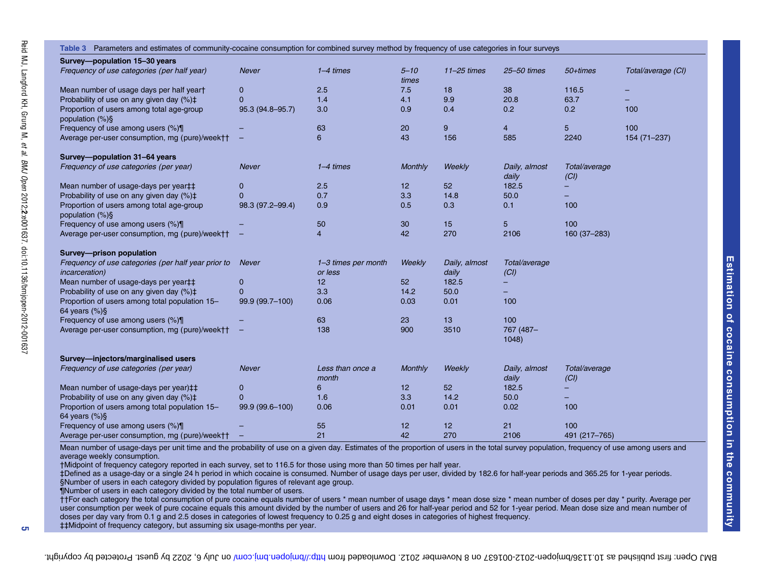**Table 3** Parameters and estimates of community-cocaine consumption for combined survey method by frequency of use categories in four surveys

| **Survey—population 15–30 years** | | | | | | | |
|---|---|---|---|---|---|---|---|
| *Frequency of use categories (per half year)* | *Never* | *1–4 times* | *5–10 times* | *11–25 times* | *25–50 times* | *50+times* | *Total/average (CI)* |
| Mean number of usage days per half year† | 0 | 2.5 | 7.5 | 18 | 38 | 116.5 | – |
| Probability of use on any given day (%)‡ | 0 | 1.4 | 4.1 | 9.9 | 20.8 | 63.7 | – |
| Proportion of users among total age-group population (%)§ | 95.3 (94.8–95.7) | 3.0 | 0.9 | 0.4 | 0.2 | 0.2 | 100 |
| Frequency of use among users (%)¶ | – | 63 | 20 | 9 | 4 | 5 | 100 |
| Average per-user consumption, mg (pure)/week†† | – | 6 | 43 | 156 | 585 | 2240 | 154 (71–237) |
| **Survey—population 31–64 years** | | | | | | | |
| *Frequency of use categories (per year)* | *Never* | *1–4 times* | *Monthly* | *Weekly* | *Daily, almost daily* | *Total/average (CI)* | |
| Mean number of usage-days per year‡‡ | 0 | 2.5 | 12 | 52 | 182.5 | – | |
| Probability of use on any given day (%)‡ | 0 | 0.7 | 3.3 | 14.8 | 50.0 | – | |
| Proportion of users among total age-group population (%)§ | 98.3 (97.2–99.4) | 0.9 | 0.5 | 0.3 | 0.1 | 100 | |
| Frequency of use among users (%)¶ | – | 50 | 30 | 15 | 5 | 100 | |
| Average per-user consumption, mg (pure)/week†† | – | 4 | 42 | 270 | 2106 | 160 (37–283) | |
| **Survey—prison population** | | | | | | | |
| *Frequency of use categories (per half year prior to incarceration)* | *Never* | *1–3 times per month or less* | *Weekly* | *Daily, almost daily* | *Total/average (CI)* | | |
| Mean number of usage-days per year‡‡ | 0 | 12 | 52 | 182.5 | – | | |
| Probability of use on any given day (%)‡ | 0 | 3.3 | 14.2 | 50.0 | – | | |
| Proportion of users among total population 15–64 years (%)§ | 99.9 (99.7–100) | 0.06 | 0.03 | 0.01 | 100 | | |
| Frequency of use among users (%)¶ | – | 63 | 23 | 13 | 100 | | |
| Average per-user consumption, mg (pure)/week†† | – | 138 | 900 | 3510 | 767 (487–1048) | | |
| **Survey—injectors/marginalised users** | | | | | | | |
| *Frequency of use categories (per year)* | *Never* | *Less than once a month* | *Monthly* | *Weekly* | *Daily, almost daily* | *Total/average (CI)* | |
| Mean number of usage-days per year)‡‡ | 0 | 6 | 12 | 52 | 182.5 | – | |
| Probability of use on any given day (%)‡ | 0 | 1.6 | 3.3 | 14.2 | 50.0 | – | |
| Proportion of users among total population 15–64 years (%)§ | 99.9 (99.6–100) | 0.06 | 0.01 | 0.01 | 0.02 | 100 | |
| Frequency of use among users (%)¶ | – | 55 | 12 | 12 | 21 | 100 | |
| Average per-user consumption, mg (pure)/week†† | – | 21 | 42 | 270 | 2106 | 491 (217–765) | |

Mean number of usage-days per unit time and the probability of use on a given day. Estimates of the proportion of users in the total survey population, frequency of use among users and average weekly consumption.

†Midpoint of frequency category reported in each survey, set to 116.5 for those using more than 50 times per half year.

‡Defined as a usage-day or a single 24 h period in which cocaine is consumed. Number of usage days per user, divided by 182.6 for half-year periods and 365.25 for 1-year periods.

§Number of users in each category divided by population figures of relevant age group.

¶Number of users in each category divided by the total number of users.

††For each category the total consumption of pure cocaine equals number of users * mean number of usage days * mean dose size * mean number of doses per day * purity. Average per user consumption per week of pure cocaine equals this amount divided by the number of users and 26 for half-year period and 52 for 1-year period. Mean dose size and mean number of doses per day vary from 0.1 g and 2.5 doses in categories of lowest frequency to 0.25 g and eight doses in categories of highest frequency.

‡‡Midpoint of frequency category, but assuming six usage-months per year.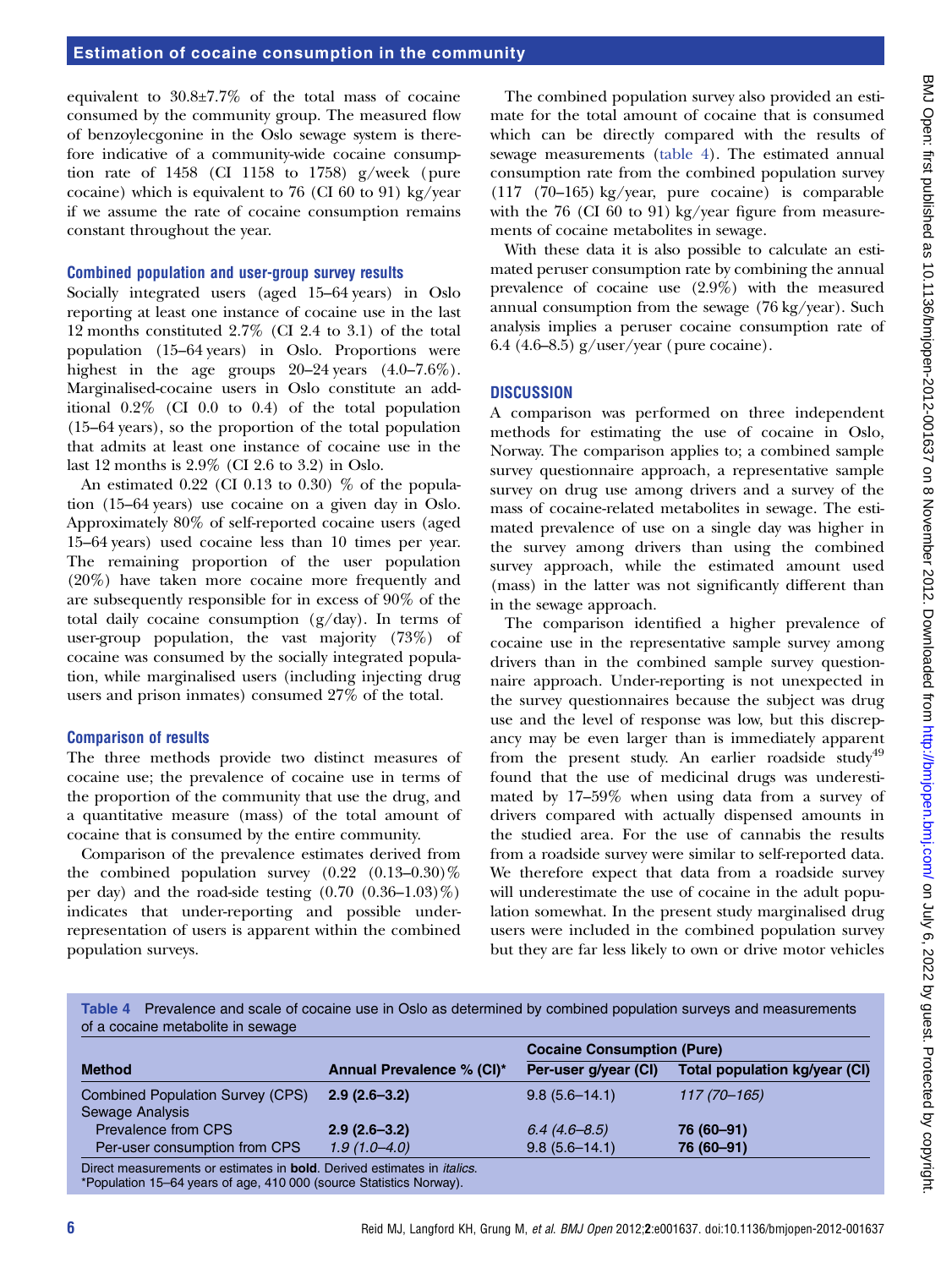equivalent to 30.8±7.7% of the total mass of cocaine consumed by the community group. The measured flow of benzoylecgonine in the Oslo sewage system is therefore indicative of a community-wide cocaine consumption rate of 1458 (CI 1158 to 1758) g/week (pure cocaine) which is equivalent to 76 (CI 60 to 91) kg/year if we assume the rate of cocaine consumption remains constant throughout the year.

### Combined population and user-group survey results

Socially integrated users (aged 15–64 years) in Oslo reporting at least one instance of cocaine use in the last 12 months constituted 2.7% (CI 2.4 to 3.1) of the total population (15–64 years) in Oslo. Proportions were highest in the age groups 20–24 years (4.0–7.6%). Marginalised-cocaine users in Oslo constitute an additional 0.2% (CI 0.0 to 0.4) of the total population (15–64 years), so the proportion of the total population that admits at least one instance of cocaine use in the last 12 months is 2.9% (CI 2.6 to 3.2) in Oslo.

An estimated 0.22 (CI 0.13 to 0.30) % of the population (15–64 years) use cocaine on a given day in Oslo. Approximately 80% of self-reported cocaine users (aged 15–64 years) used cocaine less than 10 times per year. The remaining proportion of the user population (20%) have taken more cocaine more frequently and are subsequently responsible for in excess of 90% of the total daily cocaine consumption (g/day). In terms of user-group population, the vast majority (73%) of cocaine was consumed by the socially integrated population, while marginalised users (including injecting drug users and prison inmates) consumed 27% of the total.

### Comparison of results

The three methods provide two distinct measures of cocaine use; the prevalence of cocaine use in terms of the proportion of the community that use the drug, and a quantitative measure (mass) of the total amount of cocaine that is consumed by the entire community.

Comparison of the prevalence estimates derived from the combined population survey (0.22 (0.13–0.30)% per day) and the road-side testing (0.70 (0.36–1.03)%) indicates that under-reporting and possible under-representation of users is apparent within the combined population surveys.

The combined population survey also provided an estimate for the total amount of cocaine that is consumed which can be directly compared with the results of sewage measurements (table 4). The estimated annual consumption rate from the combined population survey (117 (70–165) kg/year, pure cocaine) is comparable with the 76 (CI 60 to 91) kg/year figure from measurements of cocaine metabolites in sewage.

With these data it is also possible to calculate an estimated peruser consumption rate by combining the annual prevalence of cocaine use (2.9%) with the measured annual consumption from the sewage (76 kg/year). Such analysis implies a peruser cocaine consumption rate of 6.4 (4.6–8.5) g/user/year (pure cocaine).

## DISCUSSION

A comparison was performed on three independent methods for estimating the use of cocaine in Oslo, Norway. The comparison applies to; a combined sample survey questionnaire approach, a representative sample survey on drug use among drivers and a survey of the mass of cocaine-related metabolites in sewage. The estimated prevalence of use on a single day was higher in the survey among drivers than using the combined survey approach, while the estimated amount used (mass) in the latter was not significantly different than in the sewage approach.

The comparison identified a higher prevalence of cocaine use in the representative sample survey among drivers than in the combined sample survey questionnaire approach. Under-reporting is not unexpected in the survey questionnaires because the subject was drug use and the level of response was low, but this discrepancy may be even larger than is immediately apparent from the present study. An earlier roadside study[49] found that the use of medicinal drugs was underestimated by 17–59% when using data from a survey of drivers compared with actually dispensed amounts in the studied area. For the use of cannabis the results from a roadside survey were similar to self-reported data. We therefore expect that data from a roadside survey will underestimate the use of cocaine in the adult population somewhat. In the present study marginalised drug users were included in the combined population survey but they are far less likely to own or drive motor vehicles

**Table 4** Prevalence and scale of cocaine use in Oslo as determined by combined population surveys and measurements of a cocaine metabolite in sewage

| Method | Annual Prevalence % (CI)* | Cocaine Consumption (Pure) | |
|---|---|---|---|
| | | Per-user g/year (CI) | Total population kg/year (CI) |
| Combined Population Survey (CPS) | **2.9 (2.6–3.2)** | 9.8 (5.6–14.1) | *117 (70–165)* |
| Sewage Analysis | | | |
| Prevalence from CPS | **2.9 (2.6–3.2)** | *6.4 (4.6–8.5)* | **76 (60–91)** |
| Per-user consumption from CPS | *1.9 (1.0–4.0)* | 9.8 (5.6–14.1) | **76 (60–91)** |

Direct measurements or estimates in **bold**. Derived estimates in *italics*.
*Population 15–64 years of age, 410 000 (source Statistics Norway).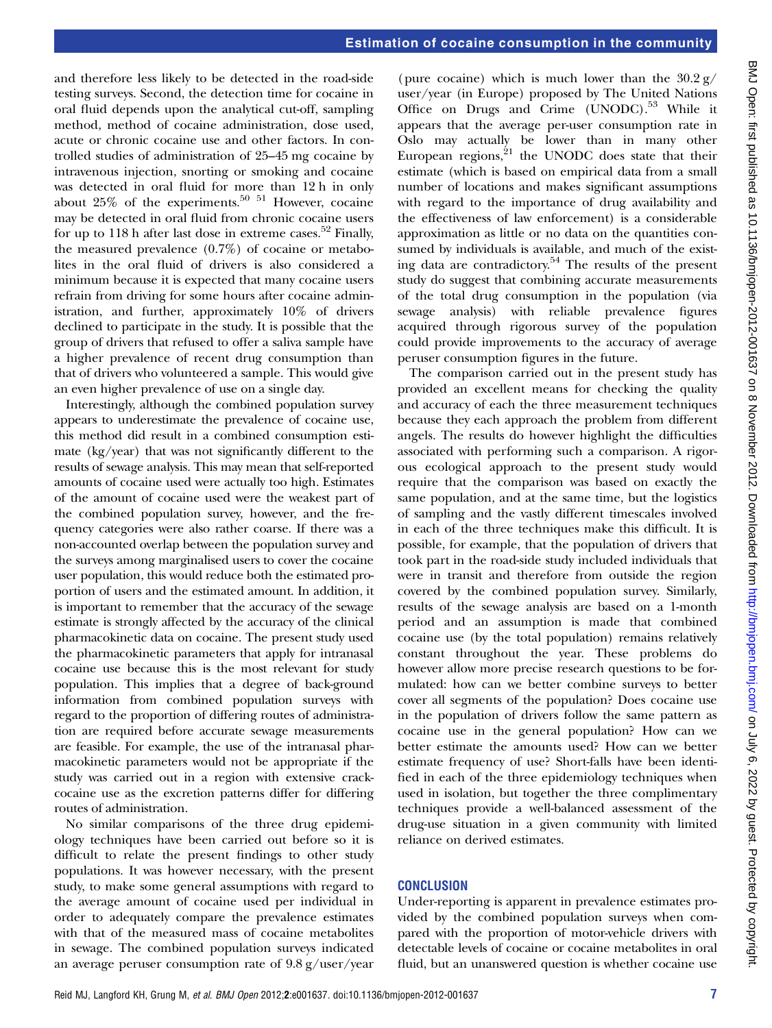and therefore less likely to be detected in the road-side testing surveys. Second, the detection time for cocaine in oral fluid depends upon the analytical cut-off, sampling method, method of cocaine administration, dose used, acute or chronic cocaine use and other factors. In controlled studies of administration of 25–45 mg cocaine by intravenous injection, snorting or smoking and cocaine was detected in oral fluid for more than 12 h in only about 25% of the experiments.[50 51] However, cocaine may be detected in oral fluid from chronic cocaine users for up to 118 h after last dose in extreme cases.[52] Finally, the measured prevalence (0.7%) of cocaine or metabolites in the oral fluid of drivers is also considered a minimum because it is expected that many cocaine users refrain from driving for some hours after cocaine administration, and further, approximately 10% of drivers declined to participate in the study. It is possible that the group of drivers that refused to offer a saliva sample have a higher prevalence of recent drug consumption than that of drivers who volunteered a sample. This would give an even higher prevalence of use on a single day.

Interestingly, although the combined population survey appears to underestimate the prevalence of cocaine use, this method did result in a combined consumption estimate (kg/year) that was not significantly different to the results of sewage analysis. This may mean that self-reported amounts of cocaine used were actually too high. Estimates of the amount of cocaine used were the weakest part of the combined population survey, however, and the frequency categories were also rather coarse. If there was a non-accounted overlap between the population survey and the surveys among marginalised users to cover the cocaine user population, this would reduce both the estimated proportion of users and the estimated amount. In addition, it is important to remember that the accuracy of the sewage estimate is strongly affected by the accuracy of the clinical pharmacokinetic data on cocaine. The present study used the pharmacokinetic parameters that apply for intranasal cocaine use because this is the most relevant for study population. This implies that a degree of back-ground information from combined population surveys with regard to the proportion of differing routes of administration are required before accurate sewage measurements are feasible. For example, the use of the intranasal pharmacokinetic parameters would not be appropriate if the study was carried out in a region with extensive crack-cocaine use as the excretion patterns differ for differing routes of administration.

No similar comparisons of the three drug epidemiology techniques have been carried out before so it is difficult to relate the present findings to other study populations. It was however necessary, with the present study, to make some general assumptions with regard to the average amount of cocaine used per individual in order to adequately compare the prevalence estimates with that of the measured mass of cocaine metabolites in sewage. The combined population surveys indicated an average peruser consumption rate of 9.8 g/user/year (pure cocaine) which is much lower than the 30.2 g/user/year (in Europe) proposed by The United Nations Office on Drugs and Crime (UNODC).[53] While it appears that the average per-user consumption rate in Oslo may actually be lower than in many other European regions,[21] the UNODC does state that their estimate (which is based on empirical data from a small number of locations and makes significant assumptions with regard to the importance of drug availability and the effectiveness of law enforcement) is a considerable approximation as little or no data on the quantities consumed by individuals is available, and much of the existing data are contradictory.[54] The results of the present study do suggest that combining accurate measurements of the total drug consumption in the population (via sewage analysis) with reliable prevalence figures acquired through rigorous survey of the population could provide improvements to the accuracy of average peruser consumption figures in the future.

The comparison carried out in the present study has provided an excellent means for checking the quality and accuracy of each the three measurement techniques because they each approach the problem from different angels. The results do however highlight the difficulties associated with performing such a comparison. A rigorous ecological approach to the present study would require that the comparison was based on exactly the same population, and at the same time, but the logistics of sampling and the vastly different timescales involved in each of the three techniques make this difficult. It is possible, for example, that the population of drivers that took part in the road-side study included individuals that were in transit and therefore from outside the region covered by the combined population survey. Similarly, results of the sewage analysis are based on a 1-month period and an assumption is made that combined cocaine use (by the total population) remains relatively constant throughout the year. These problems do however allow more precise research questions to be formulated: how can we better combine surveys to better cover all segments of the population? Does cocaine use in the population of drivers follow the same pattern as cocaine use in the general population? How can we better estimate the amounts used? How can we better estimate frequency of use? Short-falls have been identified in each of the three epidemiology techniques when used in isolation, but together the three complimentary techniques provide a well-balanced assessment of the drug-use situation in a given community with limited reliance on derived estimates.

## CONCLUSION

Under-reporting is apparent in prevalence estimates provided by the combined population surveys when compared with the proportion of motor-vehicle drivers with detectable levels of cocaine or cocaine metabolites in oral fluid, but an unanswered question is whether cocaine use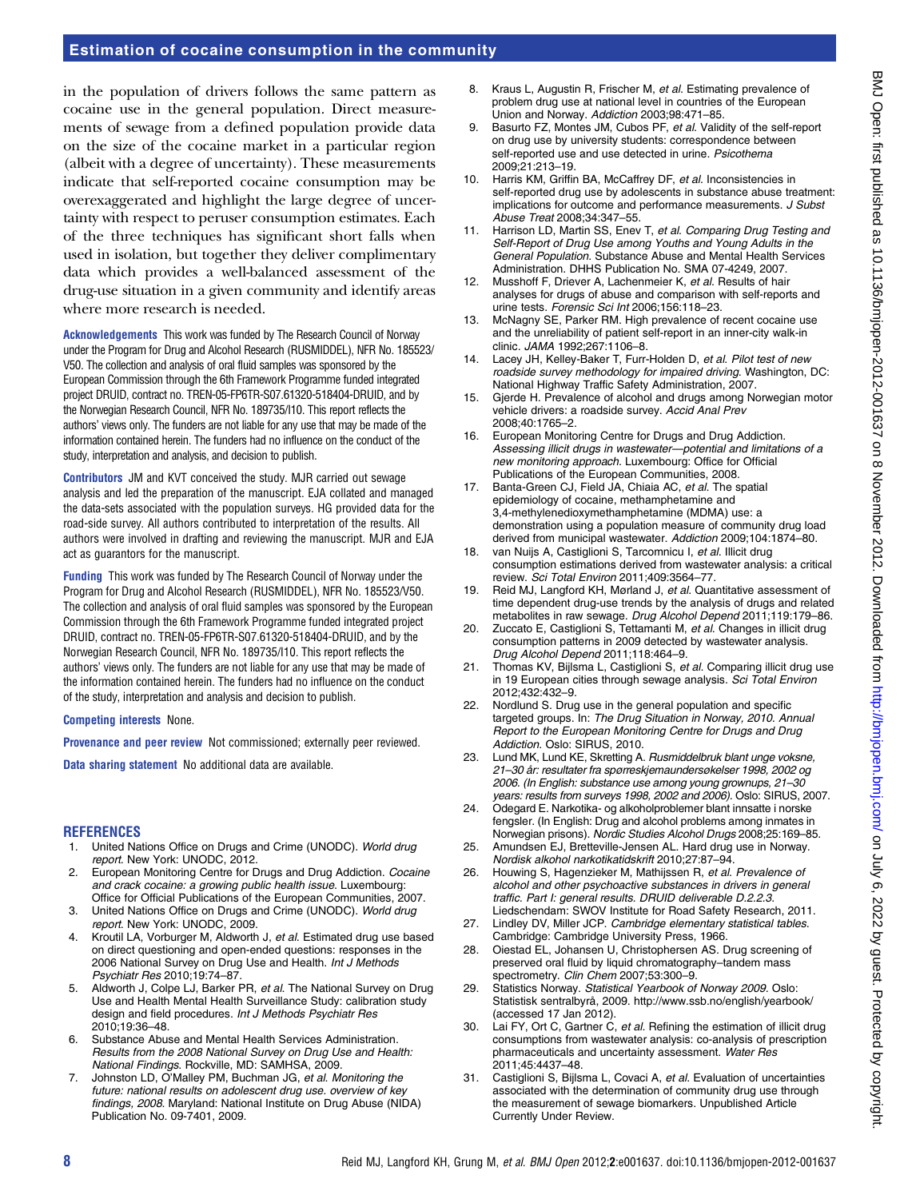in the population of drivers follows the same pattern as cocaine use in the general population. Direct measurements of sewage from a defined population provide data on the size of the cocaine market in a particular region (albeit with a degree of uncertainty). These measurements indicate that self-reported cocaine consumption may be overexaggerated and highlight the large degree of uncertainty with respect to peruser consumption estimates. Each of the three techniques has significant short falls when used in isolation, but together they deliver complimentary data which provides a well-balanced assessment of the drug-use situation in a given community and identify areas where more research is needed.

**Acknowledgements** This work was funded by The Research Council of Norway under the Program for Drug and Alcohol Research (RUSMIDDEL), NFR No. 185523/V50. The collection and analysis of oral fluid samples was sponsored by the European Commission through the 6th Framework Programme funded integrated project DRUID, contract no. TREN-05-FP6TR-S07.61320-518404-DRUID, and by the Norwegian Research Council, NFR No. 189735/I10. This report reflects the authors' views only. The funders are not liable for any use that may be made of the information contained herein. The funders had no influence on the conduct of the study, interpretation and analysis, and decision to publish.

**Contributors** JM and KVT conceived the study. MJR carried out sewage analysis and led the preparation of the manuscript. EJA collated and managed the data-sets associated with the population surveys. HG provided data for the road-side survey. All authors contributed to interpretation of the results. All authors were involved in drafting and reviewing the manuscript. MJR and EJA act as guarantors for the manuscript.

**Funding** This work was funded by The Research Council of Norway under the Program for Drug and Alcohol Research (RUSMIDDEL), NFR No. 185523/V50. The collection and analysis of oral fluid samples was sponsored by the European Commission through the 6th Framework Programme funded integrated project DRUID, contract no. TREN-05-FP6TR-S07.61320-518404-DRUID, and by the Norwegian Research Council, NFR No. 189735/I10. This report reflects the authors' views only. The funders are not liable for any use that may be made of the information contained herein. The funders had no influence on the conduct of the study, interpretation and analysis and decision to publish.

**Competing interests** None.

**Provenance and peer review** Not commissioned; externally peer reviewed.

**Data sharing statement** No additional data are available.

## REFERENCES

1. United Nations Office on Drugs and Crime (UNODC). *World drug report*. New York: UNODC, 2012.
2. European Monitoring Centre for Drugs and Drug Addiction. *Cocaine and crack cocaine: a growing public health issue*. Luxembourg: Office for Official Publications of the European Communities, 2007.
3. United Nations Office on Drugs and Crime (UNODC). *World drug report*. New York: UNODC, 2009.
4. Kroutil LA, Vorburger M, Aldworth J, *et al*. Estimated drug use based on direct questioning and open-ended questions: responses in the 2006 National Survey on Drug Use and Health. *Int J Methods Psychiatr Res* 2010;19:74–87.
5. Aldworth J, Colpe LJ, Barker PR, *et al*. The National Survey on Drug Use and Health Mental Health Surveillance Study: calibration study design and field procedures. *Int J Methods Psychiatr Res* 2010;19:36–48.
6. Substance Abuse and Mental Health Services Administration. *Results from the 2008 National Survey on Drug Use and Health: National Findings*. Rockville, MD: SAMHSA, 2009.
7. Johnston LD, O'Malley PM, Buchman JG, *et al*. *Monitoring the future: national results on adolescent drug use. overview of key findings, 2008*. Maryland: National Institute on Drug Abuse (NIDA) Publication No. 09-7401, 2009.
8. Kraus L, Augustin R, Frischer M, *et al*. Estimating prevalence of problem drug use at national level in countries of the European Union and Norway. *Addiction* 2003;98:471–85.
9. Basurto FZ, Montes JM, Cubos PF, *et al*. Validity of the self-report on drug use by university students: correspondence between self-reported use and use detected in urine. *Psicothema* 2009;21:213–19.
10. Harris KM, Griffin BA, McCaffrey DF, *et al*. Inconsistencies in self-reported drug use by adolescents in substance abuse treatment: implications for outcome and performance measurements. *J Subst Abuse Treat* 2008;34:347–55.
11. Harrison LD, Martin SS, Enev T, *et al*. *Comparing Drug Testing and Self-Report of Drug Use among Youths and Young Adults in the General Population*. Substance Abuse and Mental Health Services Administration. DHHS Publication No. SMA 07-4249, 2007.
12. Musshoff F, Driever A, Lachenmeier K, *et al*. Results of hair analyses for drugs of abuse and comparison with self-reports and urine tests. *Forensic Sci Int* 2006;156:118–23.
13. McNagny SE, Parker RM. High prevalence of recent cocaine use and the unreliability of patient self-report in an inner-city walk-in clinic. *JAMA* 1992;267:1106–8.
14. Lacey JH, Kelley-Baker T, Furr-Holden D, *et al*. *Pilot test of new roadside survey methodology for impaired driving*. Washington, DC: National Highway Traffic Safety Administration, 2007.
15. Gjerde H. Prevalence of alcohol and drugs among Norwegian motor vehicle drivers: a roadside survey. *Accid Anal Prev* 2008;40:1765–2.
16. European Monitoring Centre for Drugs and Drug Addiction. *Assessing illicit drugs in wastewater—potential and limitations of a new monitoring approach*. Luxembourg: Office for Official Publications of the European Communities, 2008.
17. Banta-Green CJ, Field JA, Chiaia AC, *et al*. The spatial epidemiology of cocaine, methamphetamine and 3,4-methylenedioxymethamphetamine (MDMA) use: a demonstration using a population measure of community drug load derived from municipal wastewater. *Addiction* 2009;104:1874–80.
18. van Nuijs A, Castiglioni S, Tarcomnicu I, *et al*. Illicit drug consumption estimations derived from wastewater analysis: a critical review. *Sci Total Environ* 2011;409:3564–77.
19. Reid MJ, Langford KH, Mørland J, *et al*. Quantitative assessment of time dependent drug-use trends by the analysis of drugs and related metabolites in raw sewage. *Drug Alcohol Depend* 2011;119:179–86.
20. Zuccato E, Castiglioni S, Tettamanti M, *et al*. Changes in illicit drug consumption patterns in 2009 detected by wastewater analysis. *Drug Alcohol Depend* 2011;118:464–9.
21. Thomas KV, Bijlsma L, Castiglioni S, *et al*. Comparing illicit drug use in 19 European cities through sewage analysis. *Sci Total Environ* 2012;432:432–9.
22. Nordlund S. Drug use in the general population and specific targeted groups. In: *The Drug Situation in Norway, 2010. Annual Report to the European Monitoring Centre for Drugs and Drug Addiction*. Oslo: SIRUS, 2010.
23. Lund MK, Lund KE, Skretting A. *Rusmiddelbruk blant unge voksne, 21–30 år: resultater fra spørreskjemaundersøkelser 1998, 2002 og 2006. (In English: substance use among young grownups, 21–30 years: results from surveys 1998, 2002 and 2006)*. Oslo: SIRUS, 2007.
24. Odegard E. Narkotika- og alkoholproblemer blant innsatte i norske fengsler. (In English: Drug and alcohol problems among inmates in Norwegian prisons). *Nordic Studies Alcohol Drugs* 2008;25:169–85.
25. Amundsen EJ, Bretteville-Jensen AL. Hard drug use in Norway. *Nordisk alkohol narkotikatidskrift* 2010;27:87–94.
26. Houwing S, Hagenzieker M, Mathijssen R, *et al*. *Prevalence of alcohol and other psychoactive substances in drivers in general traffic. Part I: general results. DRUID deliverable D.2.2.3*. Liedschendam: SWOV Institute for Road Safety Research, 2011.
27. Lindley DV, Miller JCP. *Cambridge elementary statistical tables*. Cambridge: Cambridge University Press, 1966.
28. Oiestad EL, Johansen U, Christophersen AS. Drug screening of preserved oral fluid by liquid chromatography–tandem mass spectrometry. *Clin Chem* 2007;53:300–9.
29. Statistics Norway. *Statistical Yearbook of Norway 2009*. Oslo: Statistisk sentralbyrå, 2009. http://www.ssb.no/english/yearbook/ (accessed 17 Jan 2012).
30. Lai FY, Ort C, Gartner C, *et al*. Refining the estimation of illicit drug consumptions from wastewater analysis: co-analysis of prescription pharmaceuticals and uncertainty assessment. *Water Res* 2011;45:4437–48.
31. Castiglioni S, Bijlsma L, Covaci A, *et al*. Evaluation of uncertainties associated with the determination of community drug use through the measurement of sewage biomarkers. Unpublished Article Currently Under Review.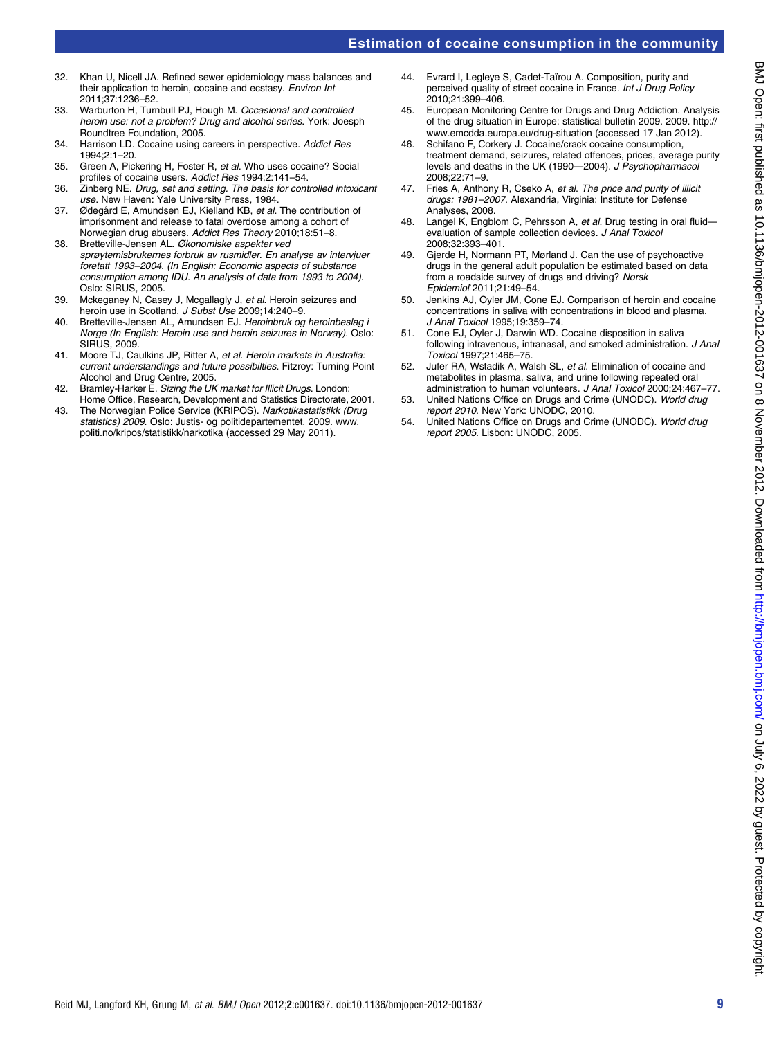32. Khan U, Nicell JA. Refined sewer epidemiology mass balances and their application to heroin, cocaine and ecstasy. *Environ Int* 2011;37:1236–52.
33. Warburton H, Turnbull PJ, Hough M. *Occasional and controlled heroin use: not a problem? Drug and alcohol series*. York: Joesph Roundtree Foundation, 2005.
34. Harrison LD. Cocaine using careers in perspective. *Addict Res* 1994;2:1–20.
35. Green A, Pickering H, Foster R, *et al*. Who uses cocaine? Social profiles of cocaine users. *Addict Res* 1994;2:141–54.
36. Zinberg NE. *Drug, set and setting. The basis for controlled intoxicant use*. New Haven: Yale University Press, 1984.
37. Ødegård E, Amundsen EJ, Kielland KB, *et al*. The contribution of imprisonment and release to fatal overdose among a cohort of Norwegian drug abusers. *Addict Res Theory* 2010;18:51–8.
38. Bretteville-Jensen AL. *Økonomiske aspekter ved sprøytemisbrukernes forbruk av rusmidler. En analyse av intervjuer foretatt 1993–2004. (In English: Economic aspects of substance consumption among IDU. An analysis of data from 1993 to 2004)*. Oslo: SIRUS, 2005.
39. Mckeganey N, Casey J, Mcgallagly J, *et al*. Heroin seizures and heroin use in Scotland. *J Subst Use* 2009;14:240–9.
40. Bretteville-Jensen AL, Amundsen EJ. *Heroinbruk og heroinbeslag i Norge (In English: Heroin use and heroin seizures in Norway)*. Oslo: SIRUS, 2009.
41. Moore TJ, Caulkins JP, Ritter A, *et al*. *Heroin markets in Australia: current understandings and future possibilties*. Fitzroy: Turning Point Alcohol and Drug Centre, 2005.
42. Bramley-Harker E. *Sizing the UK market for Illicit Drugs*. London: Home Office, Research, Development and Statistics Directorate, 2001.
43. The Norwegian Police Service (KRIPOS). *Narkotikastatistikk (Drug statistics) 2009*. Oslo: Justis- og politidepartementet, 2009. www.politi.no/kripos/statistikk/narkotika (accessed 29 May 2011).
44. Evrard I, Legleye S, Cadet-Taïrou A. Composition, purity and perceived quality of street cocaine in France. *Int J Drug Policy* 2010;21:399–406.
45. European Monitoring Centre for Drugs and Drug Addiction. Analysis of the drug situation in Europe: statistical bulletin 2009. 2009. http://www.emcdda.europa.eu/drug-situation (accessed 17 Jan 2012).
46. Schifano F, Corkery J. Cocaine/crack cocaine consumption, treatment demand, seizures, related offences, prices, average purity levels and deaths in the UK (1990—2004). *J Psychopharmacol* 2008;22:71–9.
47. Fries A, Anthony R, Cseko A, *et al*. *The price and purity of illicit drugs: 1981–2007*. Alexandria, Virginia: Institute for Defense Analyses, 2008.
48. Langel K, Engblom C, Pehrsson A, *et al*. Drug testing in oral fluid—evaluation of sample collection devices. *J Anal Toxicol* 2008;32:393–401.
49. Gjerde H, Normann PT, Mørland J. Can the use of psychoactive drugs in the general adult population be estimated based on data from a roadside survey of drugs and driving? *Norsk Epidemiol* 2011;21:49–54.
50. Jenkins AJ, Oyler JM, Cone EJ. Comparison of heroin and cocaine concentrations in saliva with concentrations in blood and plasma. *J Anal Toxicol* 1995;19:359–74.
51. Cone EJ, Oyler J, Darwin WD. Cocaine disposition in saliva following intravenous, intranasal, and smoked administration. *J Anal Toxicol* 1997;21:465–75.
52. Jufer RA, Wstadik A, Walsh SL, *et al*. Elimination of cocaine and metabolites in plasma, saliva, and urine following repeated oral administration to human volunteers. *J Anal Toxicol* 2000;24:467–77.
53. United Nations Office on Drugs and Crime (UNODC). *World drug report 2010*. New York: UNODC, 2010.
54. United Nations Office on Drugs and Crime (UNODC). *World drug report 2005*. Lisbon: UNODC, 2005.